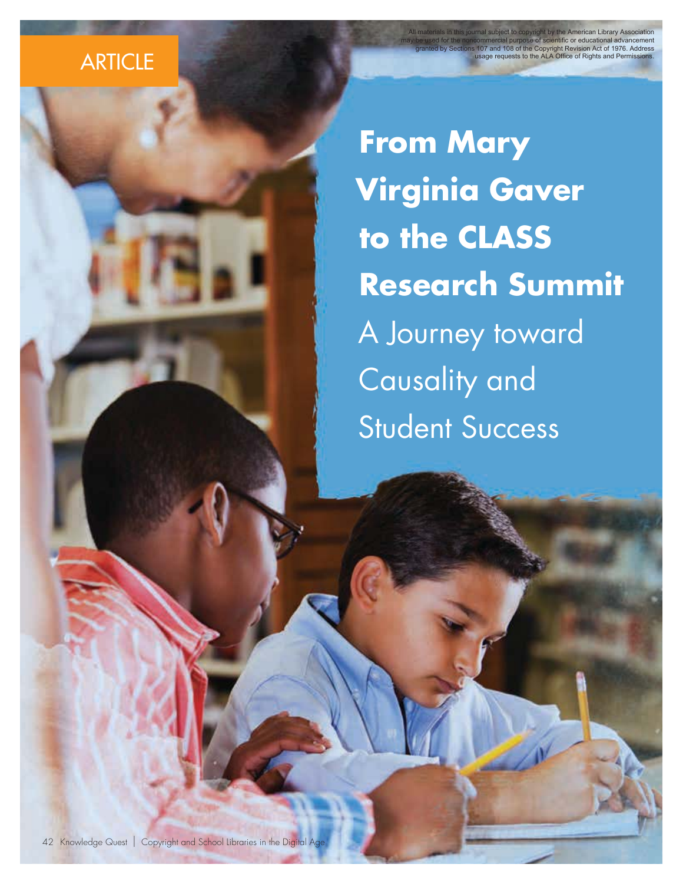ARTICLE

All materials in this journal subject to copyright by the American Library Association may be used for the noncommercial purpose of scientific or educational advancement granted by Sections 107 and 108 of the Copyright Revision Act of 1976. Address usage requests to the ALA Office of Rights and Permissions.

# From Mary Virginia Gaver to the CLASS Research Summit

## A Journey toward Causality and Student Success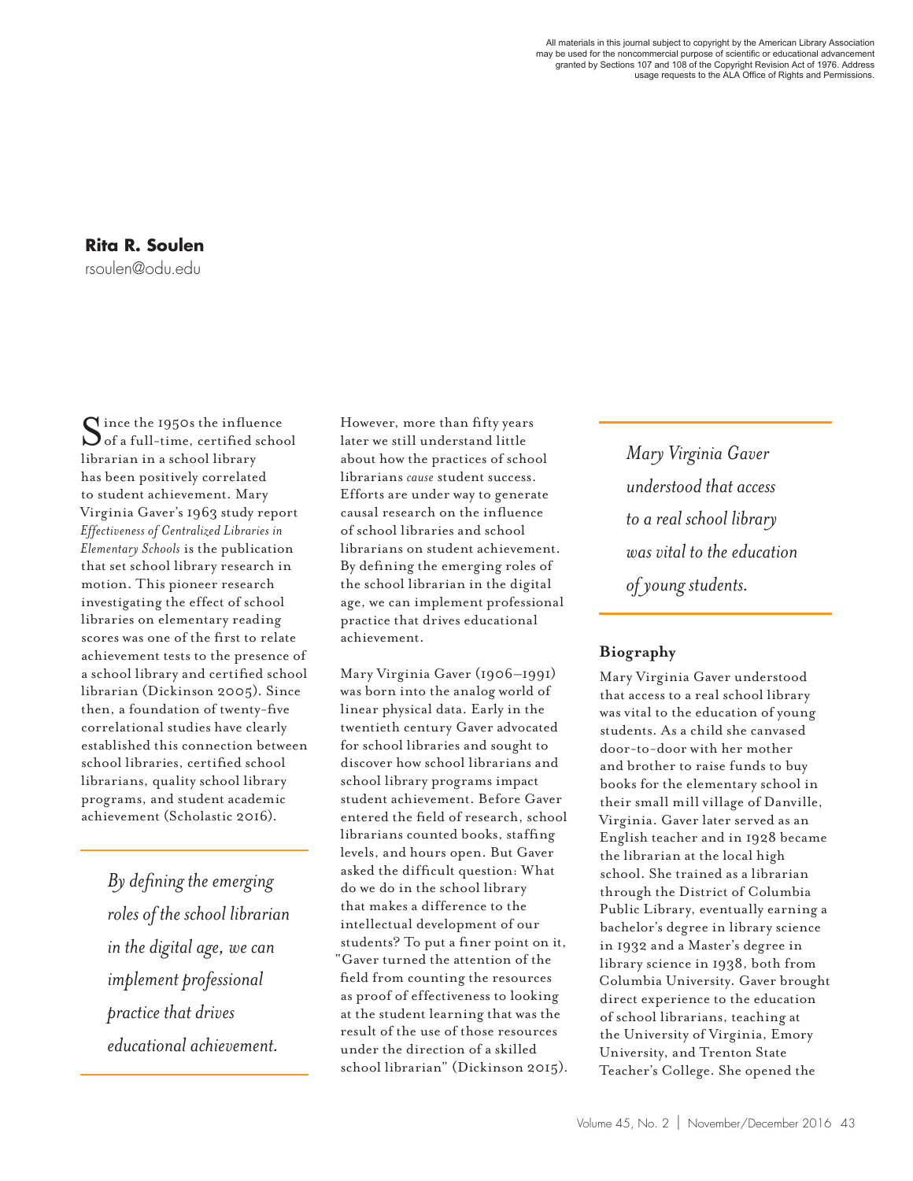All materials in this journal subject to copyright by the American Library Association may be used for the noncommercial purpose of scientific or educational advancement granted by Sections 107 and 108 of the Copyright Revision Act of 1976. Address usage requests to the ALA Office of Rights and Permissions.

**Rita R. Soulen**
rsoulen@odu.edu

Since the 1950s the influence of a full-time, certified school librarian in a school library has been positively correlated to student achievement. Mary Virginia Gaver's 1963 study report *Effectiveness of Centralized Libraries in Elementary Schools* is the publication that set school library research in motion. This pioneer research investigating the effect of school libraries on elementary reading scores was one of the first to relate achievement tests to the presence of a school library and certified school librarian (Dickinson 2005). Since then, a foundation of twenty-five correlational studies have clearly established this connection between school libraries, certified school librarians, quality school library programs, and student academic achievement (Scholastic 2016).

*By defining the emerging roles of the school librarian in the digital age, we can implement professional practice that drives educational achievement.*

However, more than fifty years later we still understand little about how the practices of school librarians *cause* student success. Efforts are under way to generate causal research on the influence of school libraries and school librarians on student achievement. By defining the emerging roles of the school librarian in the digital age, we can implement professional practice that drives educational achievement.

Mary Virginia Gaver (1906–1991) was born into the analog world of linear physical data. Early in the twentieth century Gaver advocated for school libraries and sought to discover how school librarians and school library programs impact student achievement. Before Gaver entered the field of research, school librarians counted books, staffing levels, and hours open. But Gaver asked the difficult question: What do we do in the school library that makes a difference to the intellectual development of our students? To put a finer point on it, "Gaver turned the attention of the field from counting the resources as proof of effectiveness to looking at the student learning that was the result of the use of those resources under the direction of a skilled school librarian" (Dickinson 2015).

*Mary Virginia Gaver understood that access to a real school library was vital to the education of young students.*

### Biography

Mary Virginia Gaver understood that access to a real school library was vital to the education of young students. As a child she canvased door-to-door with her mother and brother to raise funds to buy books for the elementary school in their small mill village of Danville, Virginia. Gaver later served as an English teacher and in 1928 became the librarian at the local high school. She trained as a librarian through the District of Columbia Public Library, eventually earning a bachelor's degree in library science in 1932 and a Master's degree in library science in 1938, both from Columbia University. Gaver brought direct experience to the education of school librarians, teaching at the University of Virginia, Emory University, and Trenton State Teacher's College. She opened the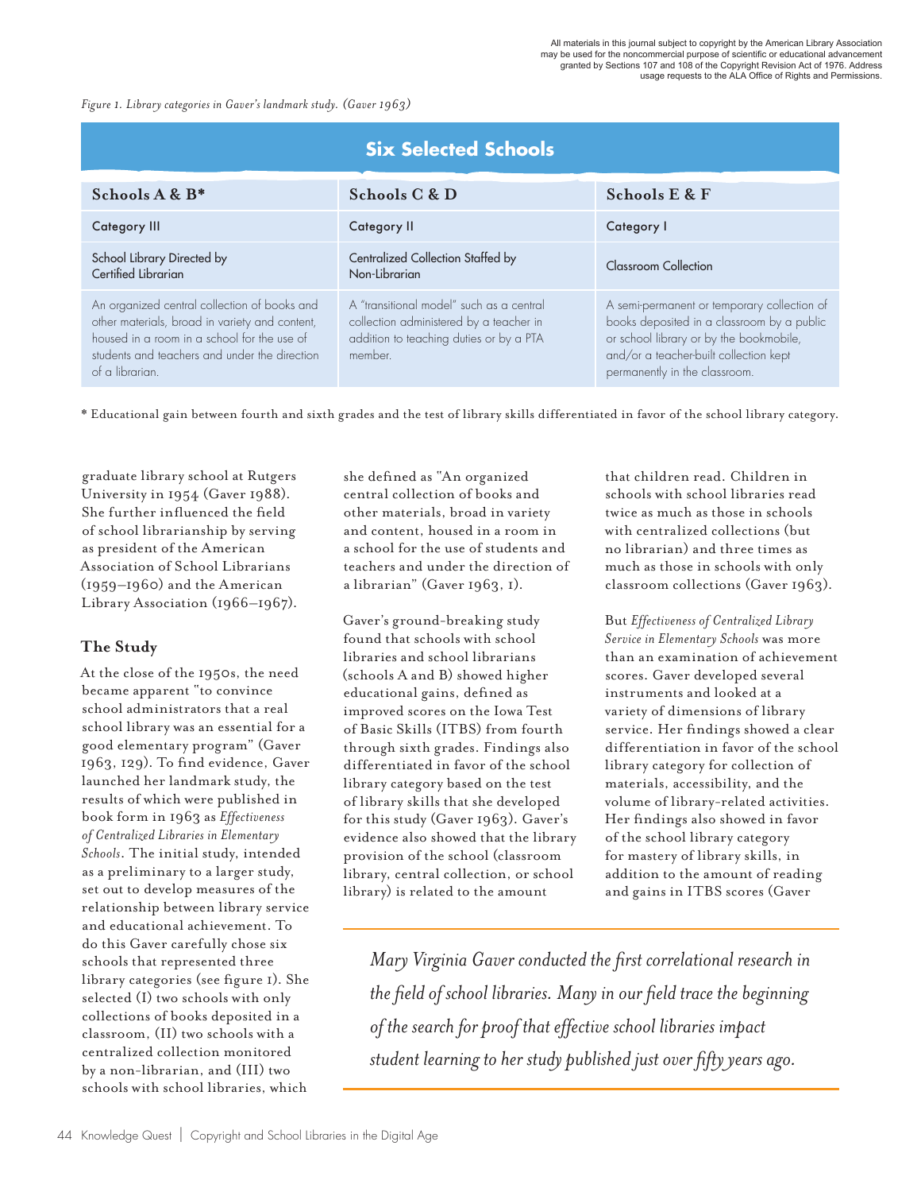All materials in this journal subject to copyright by the American Library Association may be used for the noncommercial purpose of scientific or educational advancement granted by Sections 107 and 108 of the Copyright Revision Act of 1976. Address usage requests to the ALA Office of Rights and Permissions.

*Figure 1. Library categories in Gaver's landmark study. (Gaver 1963)*

| Six Selected Schools | | |
|---|---|---|
| **Schools A & B*** | **Schools C & D** | **Schools E & F** |
| Category III | Category II | Category I |
| School Library Directed by Certified Librarian | Centralized Collection Staffed by Non-Librarian | Classroom Collection |
| An organized central collection of books and other materials, broad in variety and content, housed in a room in a school for the use of students and teachers and under the direction of a librarian. | A "transitional model" such as a central collection administered by a teacher in addition to teaching duties or by a PTA member. | A semi-permanent or temporary collection of books deposited in a classroom by a public or school library or by the bookmobile, and/or a teacher-built collection kept permanently in the classroom. |

* Educational gain between fourth and sixth grades and the test of library skills differentiated in favor of the school library category.

graduate library school at Rutgers University in 1954 (Gaver 1988). She further influenced the field of school librarianship by serving as president of the American Association of School Librarians (1959–1960) and the American Library Association (1966–1967).

## The Study

At the close of the 1950s, the need became apparent "to convince school administrators that a real school library was an essential for a good elementary program" (Gaver 1963, 129). To find evidence, Gaver launched her landmark study, the results of which were published in book form in 1963 as *Effectiveness of Centralized Libraries in Elementary Schools*. The initial study, intended as a preliminary to a larger study, set out to develop measures of the relationship between library service and educational achievement. To do this Gaver carefully chose six schools that represented three library categories (see figure 1). She selected (I) two schools with only collections of books deposited in a classroom, (II) two schools with a centralized collection monitored by a non-librarian, and (III) two schools with school libraries, which she defined as "An organized central collection of books and other materials, broad in variety and content, housed in a room in a school for the use of students and teachers and under the direction of a librarian" (Gaver 1963, 1).

Gaver's ground-breaking study found that schools with school libraries and school librarians (schools A and B) showed higher educational gains, defined as improved scores on the Iowa Test of Basic Skills (ITBS) from fourth through sixth grades. Findings also differentiated in favor of the school library category based on the test of library skills that she developed for this study (Gaver 1963). Gaver's evidence also showed that the library provision of the school (classroom library, central collection, or school library) is related to the amount that children read. Children in schools with school libraries read twice as much as those in schools with centralized collections (but no librarian) and three times as much as those in schools with only classroom collections (Gaver 1963).

But *Effectiveness of Centralized Library Service in Elementary Schools* was more than an examination of achievement scores. Gaver developed several instruments and looked at a variety of dimensions of library service. Her findings showed a clear differentiation in favor of the school library category for collection of materials, accessibility, and the volume of library-related activities. Her findings also showed in favor of the school library category for mastery of library skills, in addition to the amount of reading and gains in ITBS scores (Gaver

*Mary Virginia Gaver conducted the first correlational research in the field of school libraries. Many in our field trace the beginning of the search for proof that effective school libraries impact student learning to her study published just over fifty years ago.*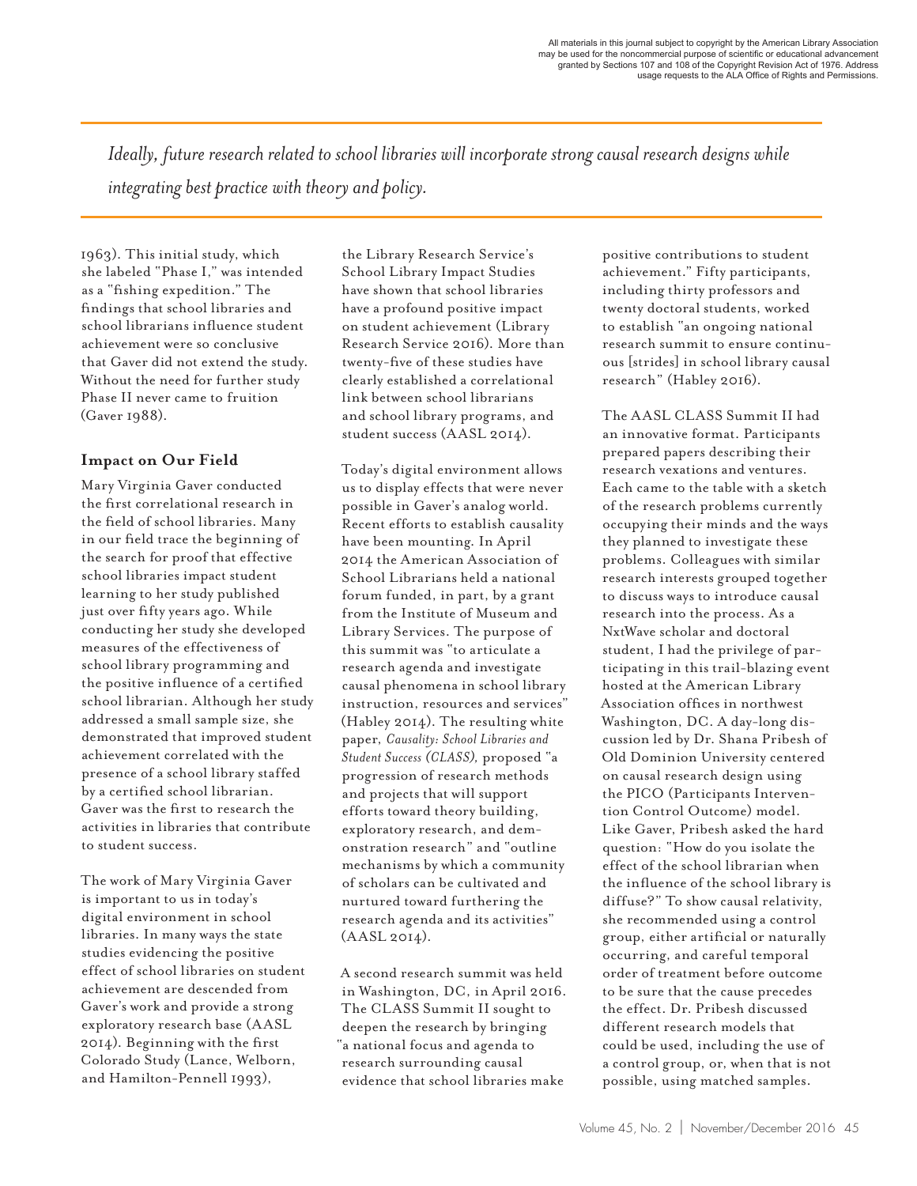*Ideally, future research related to school libraries will incorporate strong causal research designs while integrating best practice with theory and policy.*

1963). This initial study, which she labeled "Phase I," was intended as a "fishing expedition." The findings that school libraries and school librarians influence student achievement were so conclusive that Gaver did not extend the study. Without the need for further study Phase II never came to fruition (Gaver 1988).

## Impact on Our Field

Mary Virginia Gaver conducted the first correlational research in the field of school libraries. Many in our field trace the beginning of the search for proof that effective school libraries impact student learning to her study published just over fifty years ago. While conducting her study she developed measures of the effectiveness of school library programming and the positive influence of a certified school librarian. Although her study addressed a small sample size, she demonstrated that improved student achievement correlated with the presence of a school library staffed by a certified school librarian. Gaver was the first to research the activities in libraries that contribute to student success.

The work of Mary Virginia Gaver is important to us in today's digital environment in school libraries. In many ways the state studies evidencing the positive effect of school libraries on student achievement are descended from Gaver's work and provide a strong exploratory research base (AASL 2014). Beginning with the first Colorado Study (Lance, Welborn, and Hamilton-Pennell 1993), the Library Research Service's School Library Impact Studies have shown that school libraries have a profound positive impact on student achievement (Library Research Service 2016). More than twenty-five of these studies have clearly established a correlational link between school librarians and school library programs, and student success (AASL 2014).

Today's digital environment allows us to display effects that were never possible in Gaver's analog world. Recent efforts to establish causality have been mounting. In April 2014 the American Association of School Librarians held a national forum funded, in part, by a grant from the Institute of Museum and Library Services. The purpose of this summit was "to articulate a research agenda and investigate causal phenomena in school library instruction, resources and services" (Habley 2014). The resulting white paper, *Causality: School Libraries and Student Success (CLASS),* proposed "a progression of research methods and projects that will support efforts toward theory building, exploratory research, and demonstration research" and "outline mechanisms by which a community of scholars can be cultivated and nurtured toward furthering the research agenda and its activities" (AASL 2014).

A second research summit was held in Washington, DC, in April 2016. The CLASS Summit II sought to deepen the research by bringing "a national focus and agenda to research surrounding causal evidence that school libraries make positive contributions to student achievement." Fifty participants, including thirty professors and twenty doctoral students, worked to establish "an ongoing national research summit to ensure continuous [strides] in school library causal research" (Habley 2016).

The AASL CLASS Summit II had an innovative format. Participants prepared papers describing their research vexations and ventures. Each came to the table with a sketch of the research problems currently occupying their minds and the ways they planned to investigate these problems. Colleagues with similar research interests grouped together to discuss ways to introduce causal research into the process. As a NxtWave scholar and doctoral student, I had the privilege of participating in this trail-blazing event hosted at the American Library Association offices in northwest Washington, DC. A day-long discussion led by Dr. Shana Pribesh of Old Dominion University centered on causal research design using the PICO (Participants Intervention Control Outcome) model. Like Gaver, Pribesh asked the hard question: "How do you isolate the effect of the school librarian when the influence of the school library is diffuse?" To show causal relativity, she recommended using a control group, either artificial or naturally occurring, and careful temporal order of treatment before outcome to be sure that the cause precedes the effect. Dr. Pribesh discussed different research models that could be used, including the use of a control group, or, when that is not possible, using matched samples.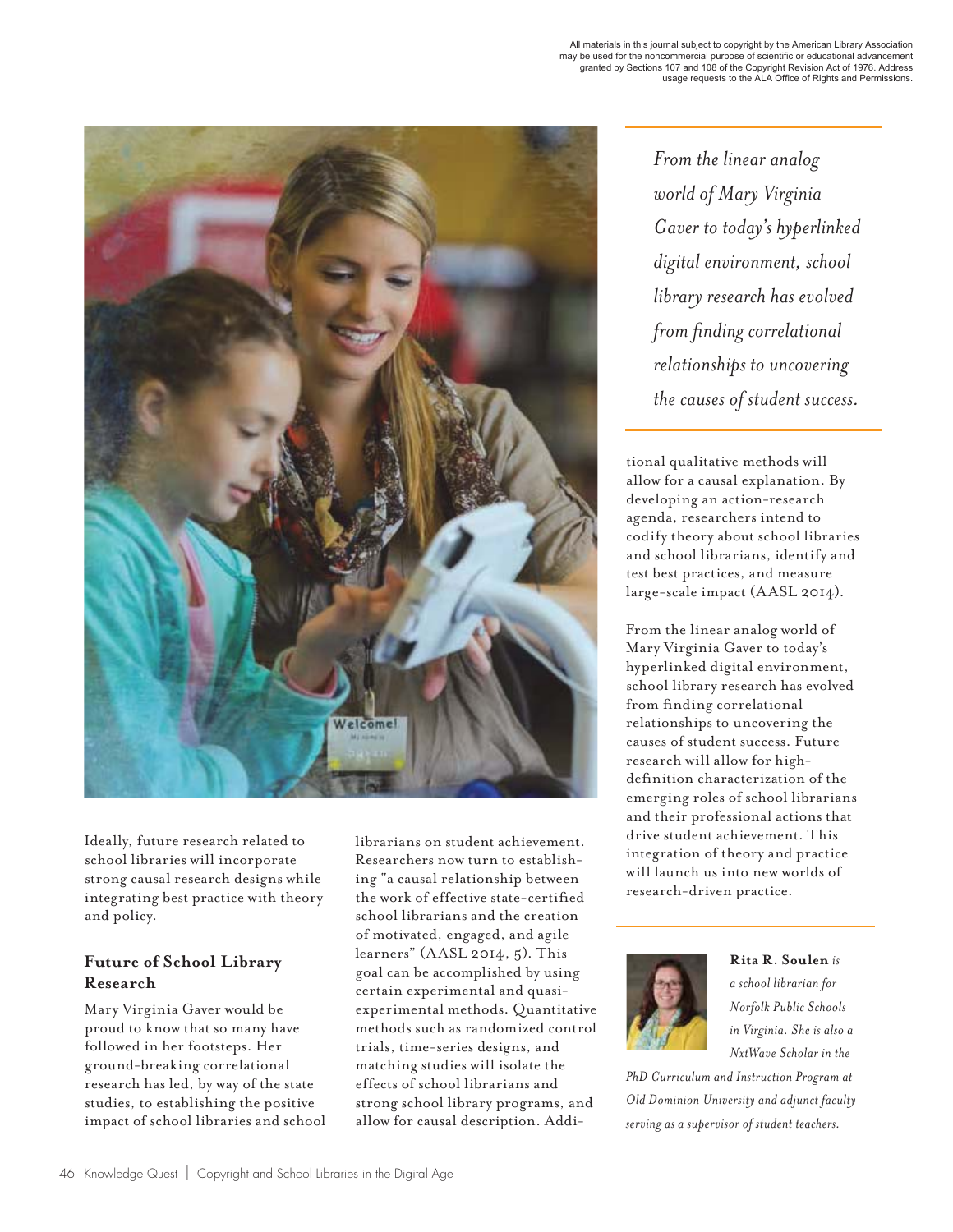*From the linear analog world of Mary Virginia Gaver to today's hyperlinked digital environment, school library research has evolved from finding correlational relationships to uncovering the causes of student success.*

Ideally, future research related to school libraries will incorporate strong causal research designs while integrating best practice with theory and policy.

### Future of School Library Research

Mary Virginia Gaver would be proud to know that so many have followed in her footsteps. Her ground-breaking correlational research has led, by way of the state studies, to establishing the positive impact of school libraries and school librarians on student achievement. Researchers now turn to establishing "a causal relationship between the work of effective state-certified school librarians and the creation of motivated, engaged, and agile learners" (AASL 2014, 5). This goal can be accomplished by using certain experimental and quasi-experimental methods. Quantitative methods such as randomized control trials, time-series designs, and matching studies will isolate the effects of school librarians and strong school library programs, and allow for causal description. Additional qualitative methods will allow for a causal explanation. By developing an action-research agenda, researchers intend to codify theory about school libraries and school librarians, identify and test best practices, and measure large-scale impact (AASL 2014).

From the linear analog world of Mary Virginia Gaver to today's hyperlinked digital environment, school library research has evolved from finding correlational relationships to uncovering the causes of student success. Future research will allow for high-definition characterization of the emerging roles of school librarians and their professional actions that drive student achievement. This integration of theory and practice will launch us into new worlds of research-driven practice.

**Rita R. Soulen** *is a school librarian for Norfolk Public Schools in Virginia. She is also a NxtWave Scholar in the PhD Curriculum and Instruction Program at Old Dominion University and adjunct faculty serving as a supervisor of student teachers.*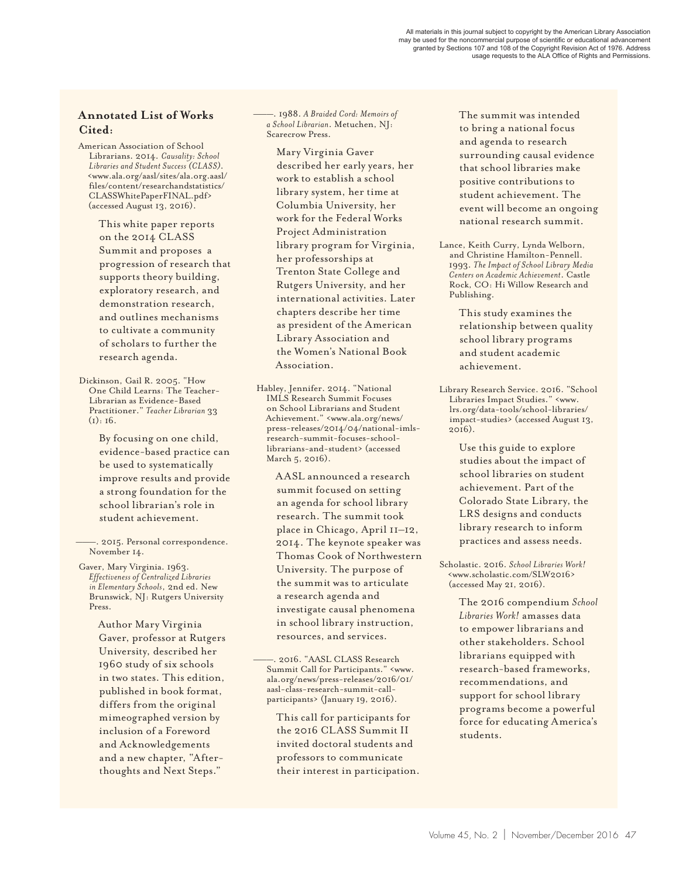All materials in this journal subject to copyright by the American Library Association may be used for the noncommercial purpose of scientific or educational advancement granted by Sections 107 and 108 of the Copyright Revision Act of 1976. Address usage requests to the ALA Office of Rights and Permissions.

### Annotated List of Works Cited:

American Association of School Librarians. 2014. *Causality: School Libraries and Student Success (CLASS)*. <www.ala.org/aasl/sites/ala.org.aasl/files/content/researchandstatistics/CLASSWhitePaperFINAL.pdf> (accessed August 13, 2016).

> This white paper reports on the 2014 CLASS Summit and proposes a progression of research that supports theory building, exploratory research, and demonstration research, and outlines mechanisms to cultivate a community of scholars to further the research agenda.

Dickinson, Gail R. 2005. "How One Child Learns: The Teacher-Librarian as Evidence-Based Practitioner." *Teacher Librarian* 33 (1): 16.

> By focusing on one child, evidence-based practice can be used to systematically improve results and provide a strong foundation for the school librarian's role in student achievement.

———. 2015. Personal correspondence. November 14.

Gaver, Mary Virginia. 1963. *Effectiveness of Centralized Libraries in Elementary Schools*, 2nd ed. New Brunswick, NJ: Rutgers University Press.

> Author Mary Virginia Gaver, professor at Rutgers University, described her 1960 study of six schools in two states. This edition, published in book format, differs from the original mimeographed version by inclusion of a Foreword and Acknowledgements and a new chapter, "Afterthoughts and Next Steps."

———. 1988. *A Braided Cord: Memoirs of a School Librarian*. Metuchen, NJ: Scarecrow Press.

> Mary Virginia Gaver described her early years, her work to establish a school library system, her time at Columbia University, her work for the Federal Works Project Administration library program for Virginia, her professorships at Trenton State College and Rutgers University, and her international activities. Later chapters describe her time as president of the American Library Association and the Women's National Book Association.

Habley, Jennifer. 2014. "National IMLS Research Summit Focuses on School Librarians and Student Achievement." <www.ala.org/news/press-releases/2014/04/national-imls-research-summit-focuses-school-librarians-and-student> (accessed March 5, 2016).

> AASL announced a research summit focused on setting an agenda for school library research. The summit took place in Chicago, April 11–12, 2014. The keynote speaker was Thomas Cook of Northwestern University. The purpose of the summit was to articulate a research agenda and investigate causal phenomena in school library instruction, resources, and services.

———. 2016. "AASL CLASS Research Summit Call for Participants." <www.ala.org/news/press-releases/2016/01/aasl-class-research-summit-call-participants> (January 19, 2016).

> This call for participants for the 2016 CLASS Summit II invited doctoral students and professors to communicate their interest in participation. The summit was intended to bring a national focus and agenda to research surrounding causal evidence that school libraries make positive contributions to student achievement. The event will become an ongoing national research summit.

Lance, Keith Curry, Lynda Welborn, and Christine Hamilton-Pennell. 1993. *The Impact of School Library Media Centers on Academic Achievement*. Castle Rock, CO: Hi Willow Research and Publishing.

> This study examines the relationship between quality school library programs and student academic achievement.

Library Research Service. 2016. "School Libraries Impact Studies." <www.lrs.org/data-tools/school-libraries/impact-studies> (accessed August 13, 2016).

> Use this guide to explore studies about the impact of school libraries on student achievement. Part of the Colorado State Library, the LRS designs and conducts library research to inform practices and assess needs.

Scholastic. 2016. *School Libraries Work!* <www.scholastic.com/SLW2016> (accessed May 21, 2016).

> The 2016 compendium *School Libraries Work!* amasses data to empower librarians and other stakeholders. School librarians equipped with research-based frameworks, recommendations, and support for school library programs become a powerful force for educating America's students.